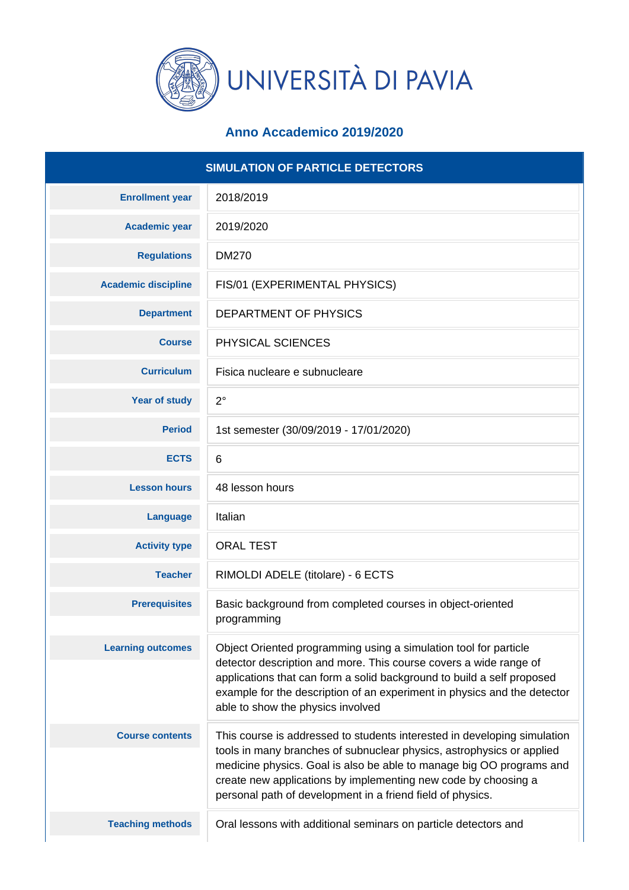# UNIVERSITÀ DI PAVIA

## Anno Accademico 2019/2020

| SIMULATION OF PARTICLE DETECTORS | |
|---|---|
| **Enrollment year** | 2018/2019 |
| **Academic year** | 2019/2020 |
| **Regulations** | DM270 |
| **Academic discipline** | FIS/01 (EXPERIMENTAL PHYSICS) |
| **Department** | DEPARTMENT OF PHYSICS |
| **Course** | PHYSICAL SCIENCES |
| **Curriculum** | Fisica nucleare e subnucleare |
| **Year of study** | 2° |
| **Period** | 1st semester (30/09/2019 - 17/01/2020) |
| **ECTS** | 6 |
| **Lesson hours** | 48 lesson hours |
| **Language** | Italian |
| **Activity type** | ORAL TEST |
| **Teacher** | RIMOLDI ADELE (titolare) - 6 ECTS |
| **Prerequisites** | Basic background from completed courses in object-oriented programming |
| **Learning outcomes** | Object Oriented programming using a simulation tool for particle detector description and more. This course covers a wide range of applications that can form a solid background to build a self proposed example for the description of an experiment in physics and the detector able to show the physics involved |
| **Course contents** | This course is addressed to students interested in developing simulation tools in many branches of subnuclear physics, astrophysics or applied medicine physics. Goal is also be able to manage big OO programs and create new applications by implementing new code by choosing a personal path of development in a friend field of physics. |
| **Teaching methods** | Oral lessons with additional seminars on particle detectors and |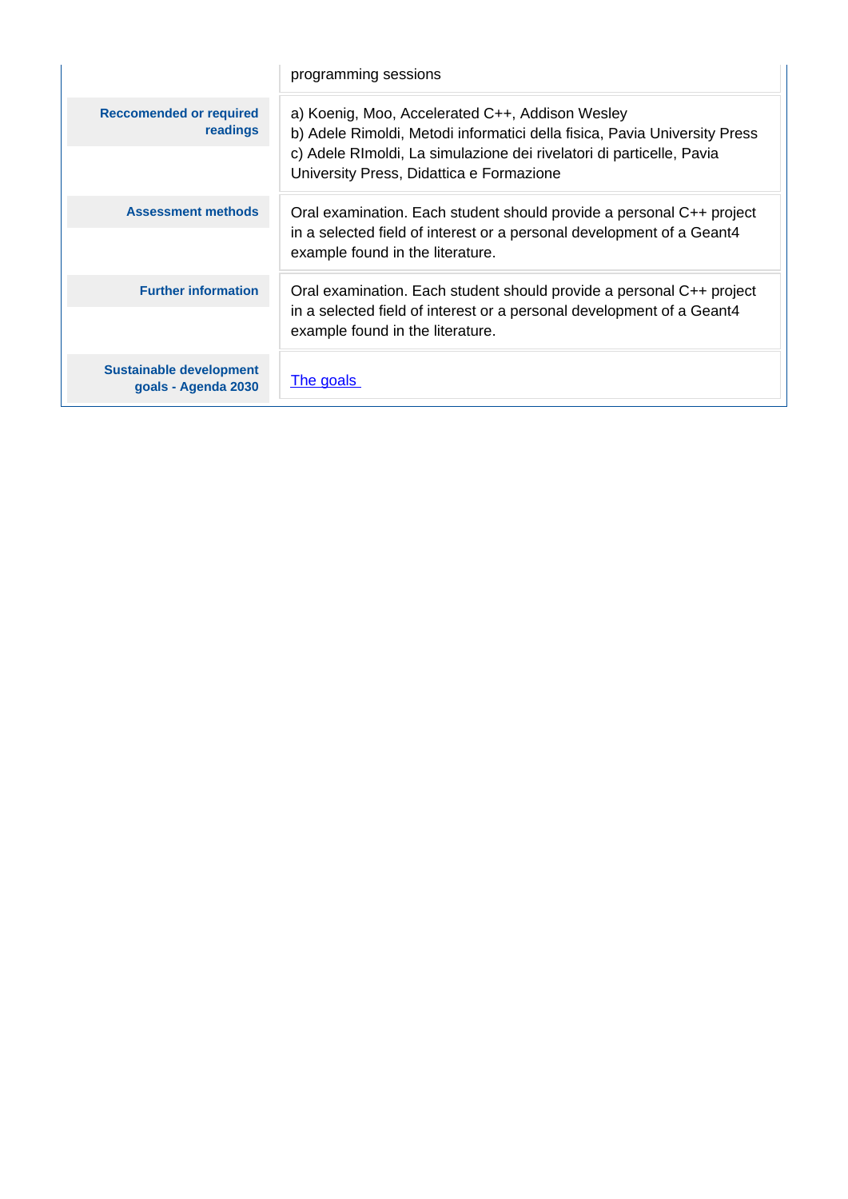| | |
|---|---|
| | programming sessions |
| **Reccomended or required readings** | a) Koenig, Moo, Accelerated C++, Addison Wesley<br>b) Adele RImoldi, Metodi informatici della fisica, Pavia University Press<br>c) Adele RImoldi, La simulazione dei rivelatori di particelle, Pavia University Press, Didattica e Formazione |
| **Assessment methods** | Oral examination. Each student should provide a personal C++ project in a selected field of interest or a personal development of a Geant4 example found in the literature. |
| **Further information** | Oral examination. Each student should provide a personal C++ project in a selected field of interest or a personal development of a Geant4 example found in the literature. |
| **Sustainable development goals - Agenda 2030** | The goals |